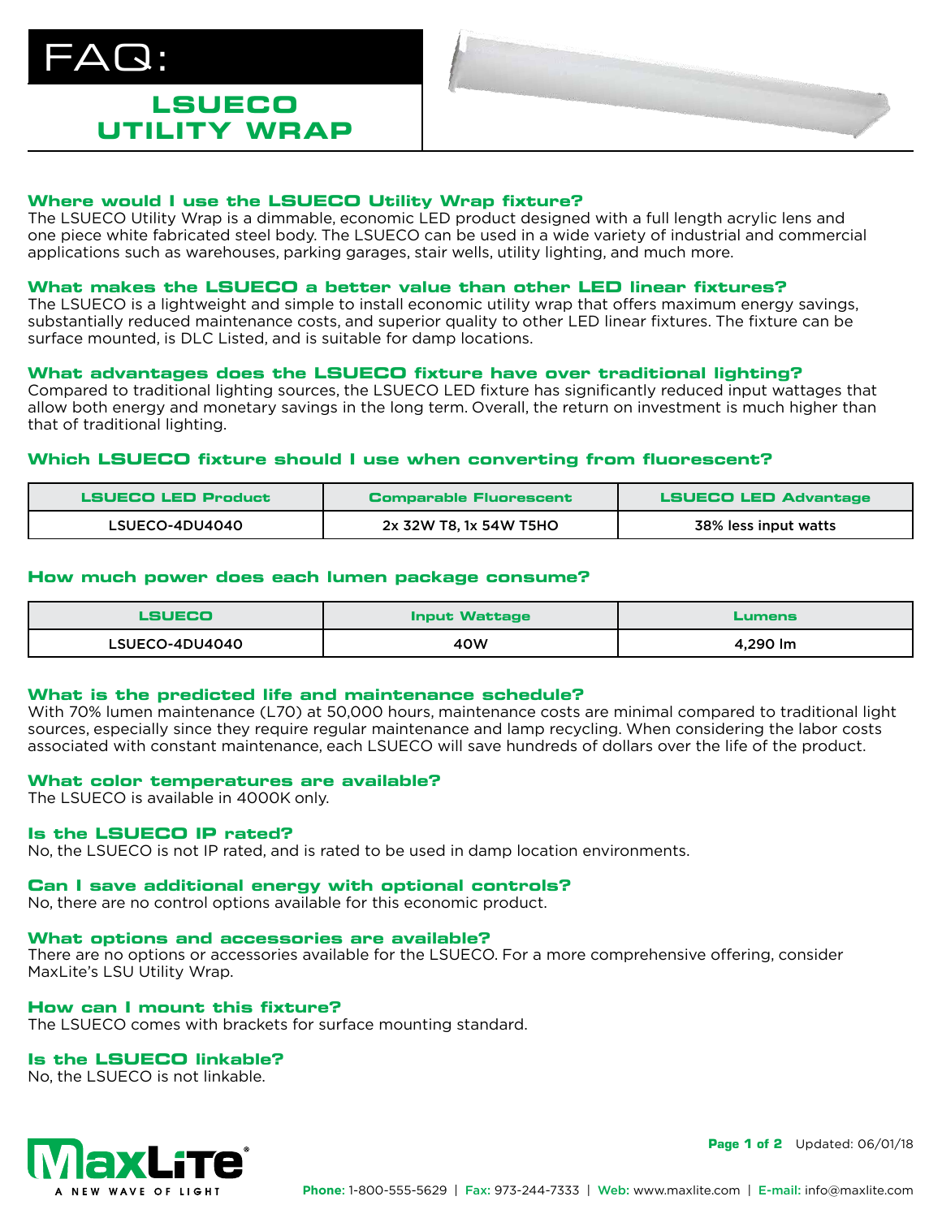# FAQ:

## LSUECO UTILITY WRAP

### Where would I use the LSUECO Utility Wrap fixture?

The LSUECO Utility Wrap is a dimmable, economic LED product designed with a full length acrylic lens and one piece white fabricated steel body. The LSUECO can be used in a wide variety of industrial and commercial applications such as warehouses, parking garages, stair wells, utility lighting, and much more.

### What makes the LSUECO a better value than other LED linear fixtures?

The LSUECO is a lightweight and simple to install economic utility wrap that offers maximum energy savings, substantially reduced maintenance costs, and superior quality to other LED linear fixtures. The fixture can be surface mounted, is DLC Listed, and is suitable for damp locations.

### What advantages does the LSUECO fixture have over traditional lighting?

Compared to traditional lighting sources, the LSUECO LED fixture has significantly reduced input wattages that allow both energy and monetary savings in the long term. Overall, the return on investment is much higher than that of traditional lighting.

### Which LSUECO fixture should I use when converting from fluorescent?

| LSUECO LED Product | Comparable Fluorescent | LSUECO LED Advantage |
|---|---|---|
| LSUECO-4DU4040 | 2x 32W T8, 1x 54W T5HO | 38% less input watts |

### How much power does each lumen package consume?

| LSUECO | Input Wattage | Lumens |
|---|---|---|
| LSUECO-4DU4040 | 40W | 4,290 lm |

### What is the predicted life and maintenance schedule?

With 70% lumen maintenance (L70) at 50,000 hours, maintenance costs are minimal compared to traditional light sources, especially since they require regular maintenance and lamp recycling. When considering the labor costs associated with constant maintenance, each LSUECO will save hundreds of dollars over the life of the product.

### What color temperatures are available?

The LSUECO is available in 4000K only.

### Is the LSUECO IP rated?

No, the LSUECO is not IP rated, and is rated to be used in damp location environments.

### Can I save additional energy with optional controls?

No, there are no control options available for this economic product.

### What options and accessories are available?

There are no options or accessories available for the LSUECO. For a more comprehensive offering, consider MaxLite's LSU Utility Wrap.

### How can I mount this fixture?

The LSUECO comes with brackets for surface mounting standard.

### Is the LSUECO linkable?

No, the LSUECO is not linkable.

MaxLite® A NEW WAVE OF LIGHT

Updated: 06/01/18

**Phone:** 1-800-555-5629 | **Fax:** 973-244-7333 | **Web:** www.maxlite.com | **E-mail:** info@maxlite.com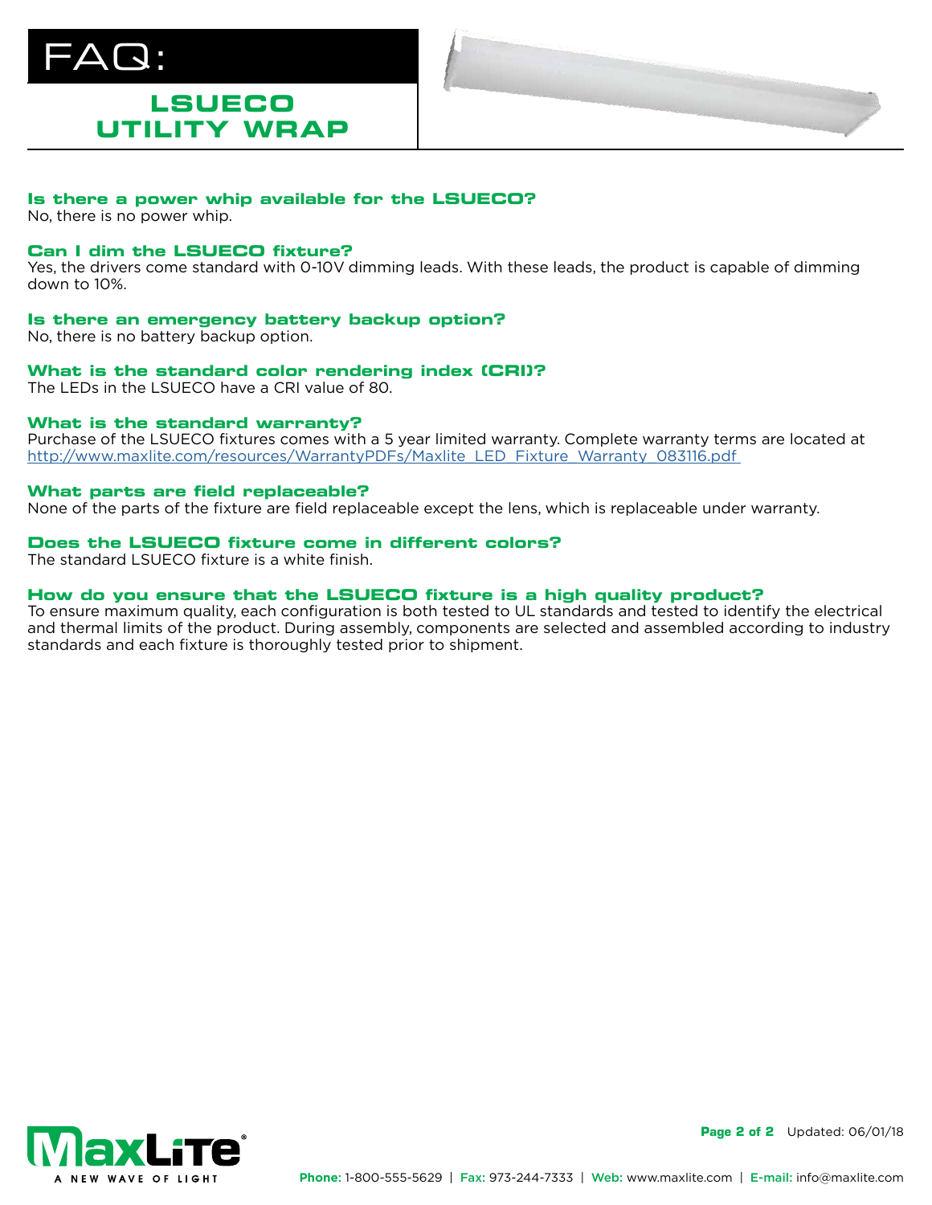# FAQ:

## LSUECO UTILITY WRAP

### Is there a power whip available for the LSUECO?

No, there is no power whip.

### Can I dim the LSUECO fixture?

Yes, the drivers come standard with 0-10V dimming leads. With these leads, the product is capable of dimming down to 10%.

### Is there an emergency battery backup option?

No, there is no battery backup option.

### What is the standard color rendering index (CRI)?

The LEDs in the LSUECO have a CRI value of 80.

### What is the standard warranty?

Purchase of the LSUECO fixtures comes with a 5 year limited warranty. Complete warranty terms are located at http://www.maxlite.com/resources/WarrantyPDFs/Maxlite_LED_Fixture_Warranty_083116.pdf

### What parts are field replaceable?

None of the parts of the fixture are field replaceable except the lens, which is replaceable under warranty.

### Does the LSUECO fixture come in different colors?

The standard LSUECO fixture is a white finish.

### How do you ensure that the LSUECO fixture is a high quality product?

To ensure maximum quality, each configuration is both tested to UL standards and tested to identify the electrical and thermal limits of the product. During assembly, components are selected and assembled according to industry standards and each fixture is thoroughly tested prior to shipment.

MaxLite® A NEW WAVE OF LIGHT

Updated: 06/01/18

**Phone:** 1-800-555-5629 | **Fax:** 973-244-7333 | **Web:** www.maxlite.com | **E-mail:** info@maxlite.com